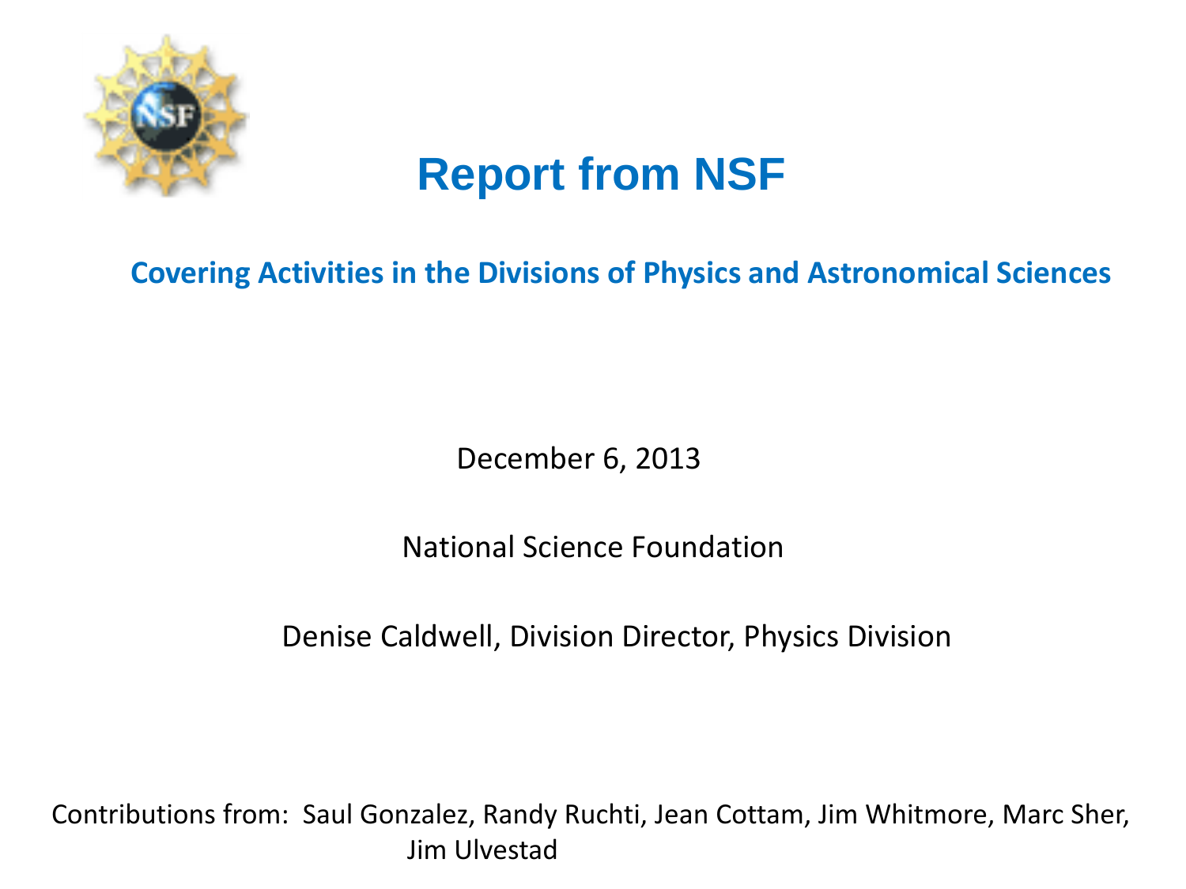# Report from NSF

**Covering Activities in the Divisions of Physics and Astronomical Sciences**

December 6, 2013

National Science Foundation

Denise Caldwell, Division Director, Physics Division

Contributions from: Saul Gonzalez, Randy Ruchti, Jean Cottam, Jim Whitmore, Marc Sher, Jim Ulvestad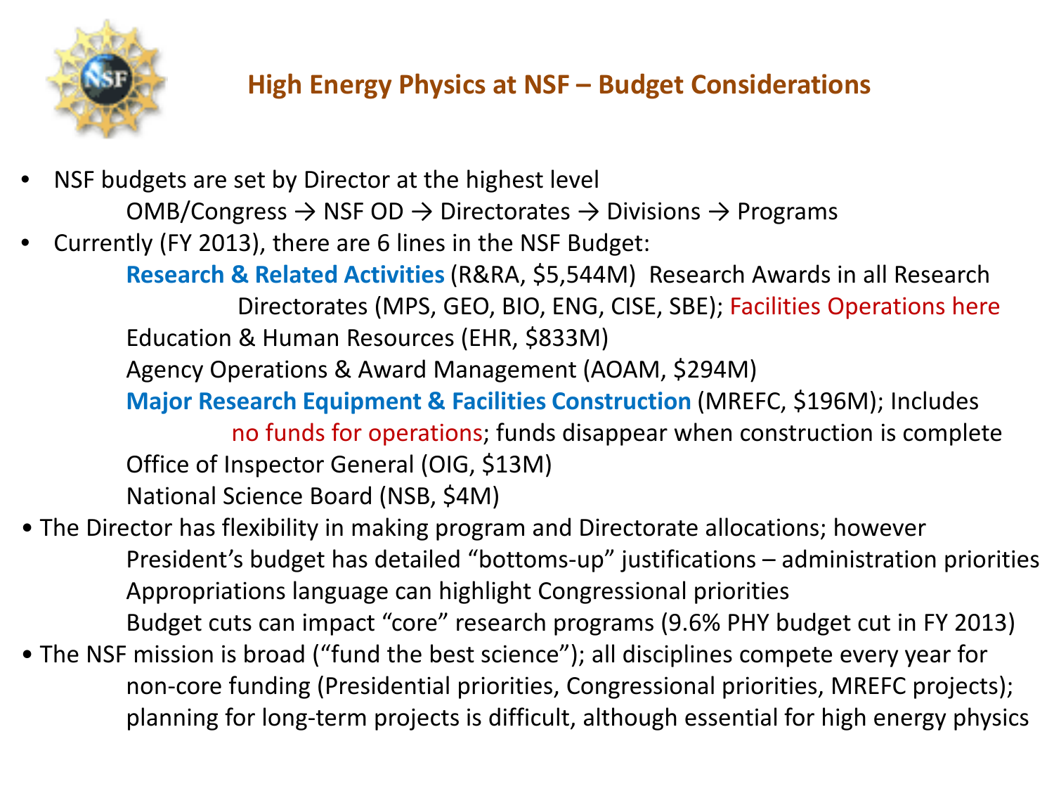# High Energy Physics at NSF – Budget Considerations

- NSF budgets are set by Director at the highest level
  - OMB/Congress → NSF OD → Directorates → Divisions → Programs
- Currently (FY 2013), there are 6 lines in the NSF Budget:
  - **Research & Related Activities** (R&RA, $5,544M) Research Awards in all Research Directorates (MPS, GEO, BIO, ENG, CISE, SBE); Facilities Operations here
  - Education & Human Resources (EHR, $833M)
  - Agency Operations & Award Management (AOAM, $294M)
  - **Major Research Equipment & Facilities Construction** (MREFC, $196M); Includes no funds for operations; funds disappear when construction is complete
  - Office of Inspector General (OIG, $13M)
  - National Science Board (NSB, $4M)
- The Director has flexibility in making program and Directorate allocations; however
  - President's budget has detailed "bottoms-up" justifications – administration priorities
  - Appropriations language can highlight Congressional priorities
  - Budget cuts can impact "core" research programs (9.6% PHY budget cut in FY 2013)
- The NSF mission is broad ("fund the best science"); all disciplines compete every year for non-core funding (Presidential priorities, Congressional priorities, MREFC projects); planning for long-term projects is difficult, although essential for high energy physics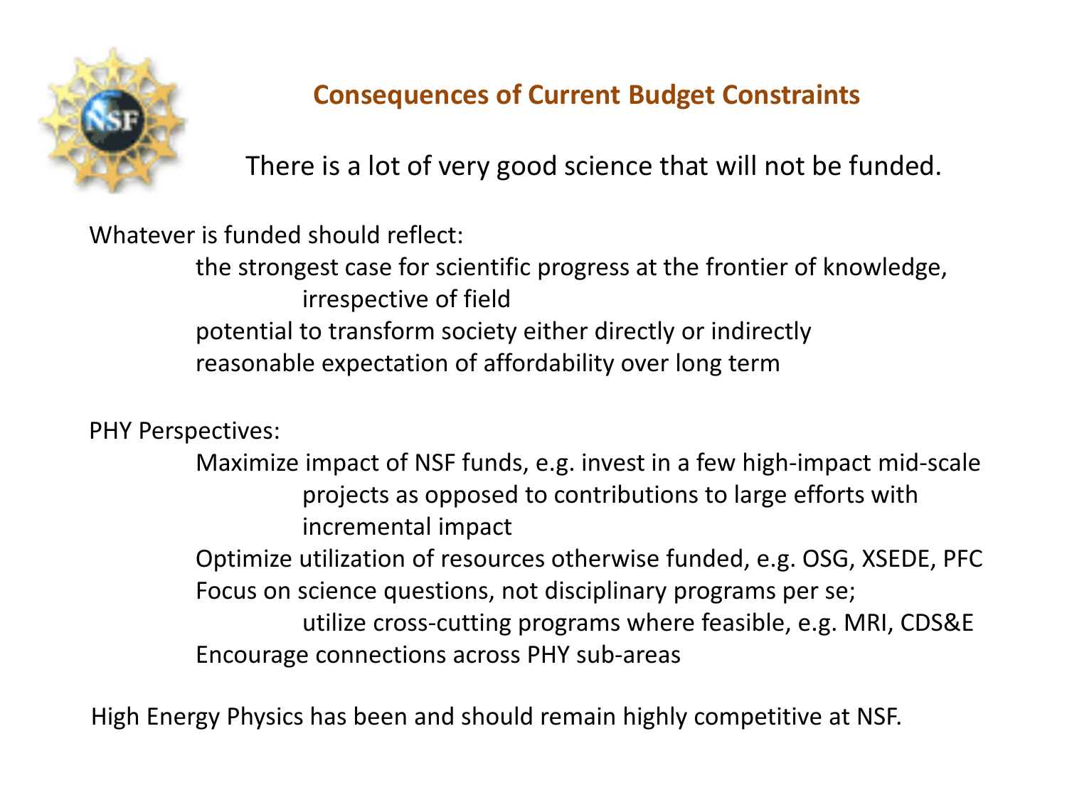## Consequences of Current Budget Constraints

There is a lot of very good science that will not be funded.

Whatever is funded should reflect:

- the strongest case for scientific progress at the frontier of knowledge, irrespective of field
- potential to transform society either directly or indirectly
- reasonable expectation of affordability over long term

PHY Perspectives:

- Maximize impact of NSF funds, e.g. invest in a few high-impact mid-scale projects as opposed to contributions to large efforts with incremental impact
- Optimize utilization of resources otherwise funded, e.g. OSG, XSEDE, PFC
- Focus on science questions, not disciplinary programs per se; utilize cross-cutting programs where feasible, e.g. MRI, CDS&E
- Encourage connections across PHY sub-areas

High Energy Physics has been and should remain highly competitive at NSF.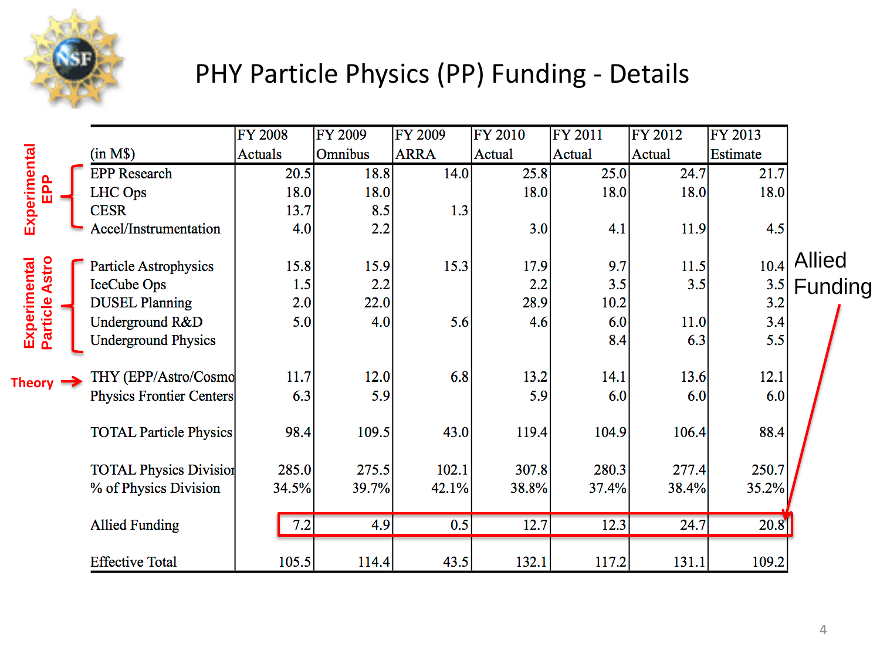# PHY Particle Physics (PP) Funding - Details

| | (in M$) | FY 2008 Actuals | FY 2009 Omnibus | FY 2009 ARRA | FY 2010 Actual | FY 2011 Actual | FY 2012 Actual | FY 2013 Estimate |
|---|---|---|---|---|---|---|---|---|
| Experimental EPP | EPP Research | 20.5 | 18.8 | 14.0 | 25.8 | 25.0 | 24.7 | 21.7 |
| | LHC Ops | 18.0 | 18.0 | | 18.0 | 18.0 | 18.0 | 18.0 |
| | CESR | 13.7 | 8.5 | 1.3 | | | | |
| | Accel/Instrumentation | 4.0 | 2.2 | | 3.0 | 4.1 | 11.9 | 4.5 |
| Experimental Particle Astro | Particle Astrophysics | 15.8 | 15.9 | 15.3 | 17.9 | 9.7 | 11.5 | 10.4 |
| | IceCube Ops | 1.5 | 2.2 | | 2.2 | 3.5 | 3.5 | 3.5 |
| | DUSEL Planning | 2.0 | 22.0 | | 28.9 | 10.2 | | 3.2 |
| | Underground R&D | 5.0 | 4.0 | 5.6 | 4.6 | 6.0 | 11.0 | 3.4 |
| | Underground Physics | | | | | 8.4 | 6.3 | 5.5 |
| Theory | THY (EPP/Astro/Cosmo | 11.7 | 12.0 | 6.8 | 13.2 | 14.1 | 13.6 | 12.1 |
| | Physics Frontier Centers | 6.3 | 5.9 | | 5.9 | 6.0 | 6.0 | 6.0 |
| | TOTAL Particle Physics | 98.4 | 109.5 | 43.0 | 119.4 | 104.9 | 106.4 | 88.4 |
| | TOTAL Physics Division | 285.0 | 275.5 | 102.1 | 307.8 | 280.3 | 277.4 | 250.7 |
| | % of Physics Division | 34.5% | 39.7% | 42.1% | 38.8% | 37.4% | 38.4% | 35.2% |
| | Allied Funding | 7.2 | 4.9 | 0.5 | 12.7 | 12.3 | 24.7 | 20.8 |
| | Effective Total | 105.5 | 114.4 | 43.5 | 132.1 | 117.2 | 131.1 | 109.2 |

Allied Funding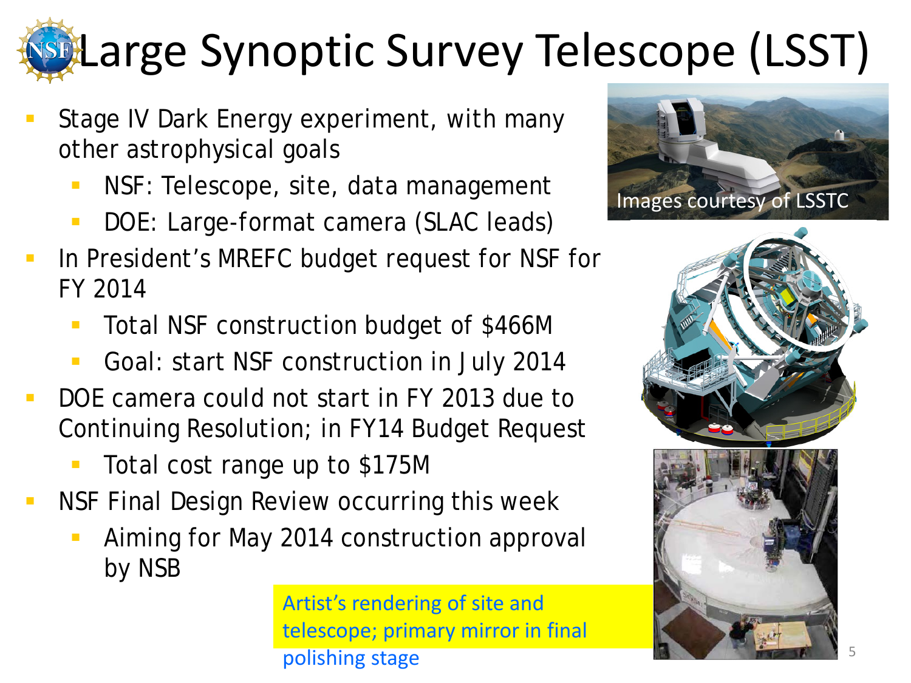# Large Synoptic Survey Telescope (LSST)

- Stage IV Dark Energy experiment, with many other astrophysical goals
  - NSF: Telescope, site, data management
  - DOE: Large-format camera (SLAC leads)
- In President's MREFC budget request for NSF for FY 2014
  - Total NSF construction budget of $466M
  - Goal: start NSF construction in July 2014
- DOE camera could not start in FY 2013 due to Continuing Resolution; in FY14 Budget Request
  - Total cost range up to $175M
- NSF Final Design Review occurring this week
  - Aiming for May 2014 construction approval by NSB

Images courtesy of LSSTC

Artist's rendering of site and telescope; primary mirror in final polishing stage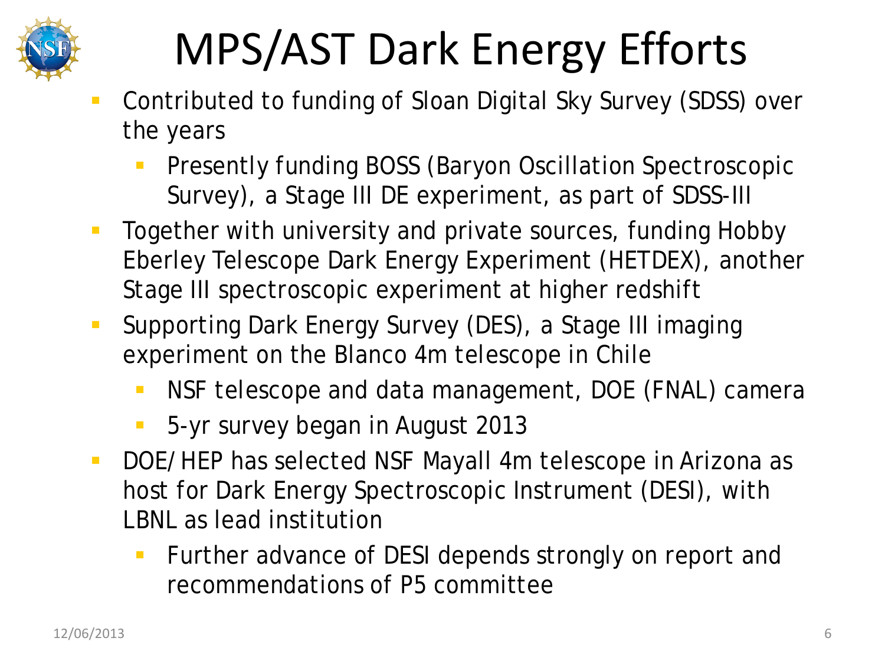# MPS/AST Dark Energy Efforts

- Contributed to funding of Sloan Digital Sky Survey (SDSS) over the years
  - Presently funding BOSS (Baryon Oscillation Spectroscopic Survey), a Stage III DE experiment, as part of SDSS-III
- Together with university and private sources, funding Hobby Eberley Telescope Dark Energy Experiment (HETDEX), another Stage III spectroscopic experiment at higher redshift
- Supporting Dark Energy Survey (DES), a Stage III imaging experiment on the Blanco 4m telescope in Chile
  - NSF telescope and data management, DOE (FNAL) camera
  - 5-yr survey began in August 2013
- DOE/HEP has selected NSF Mayall 4m telescope in Arizona as host for Dark Energy Spectroscopic Instrument (DESI), with LBNL as lead institution
  - Further advance of DESI depends strongly on report and recommendations of P5 committee

12/06/2013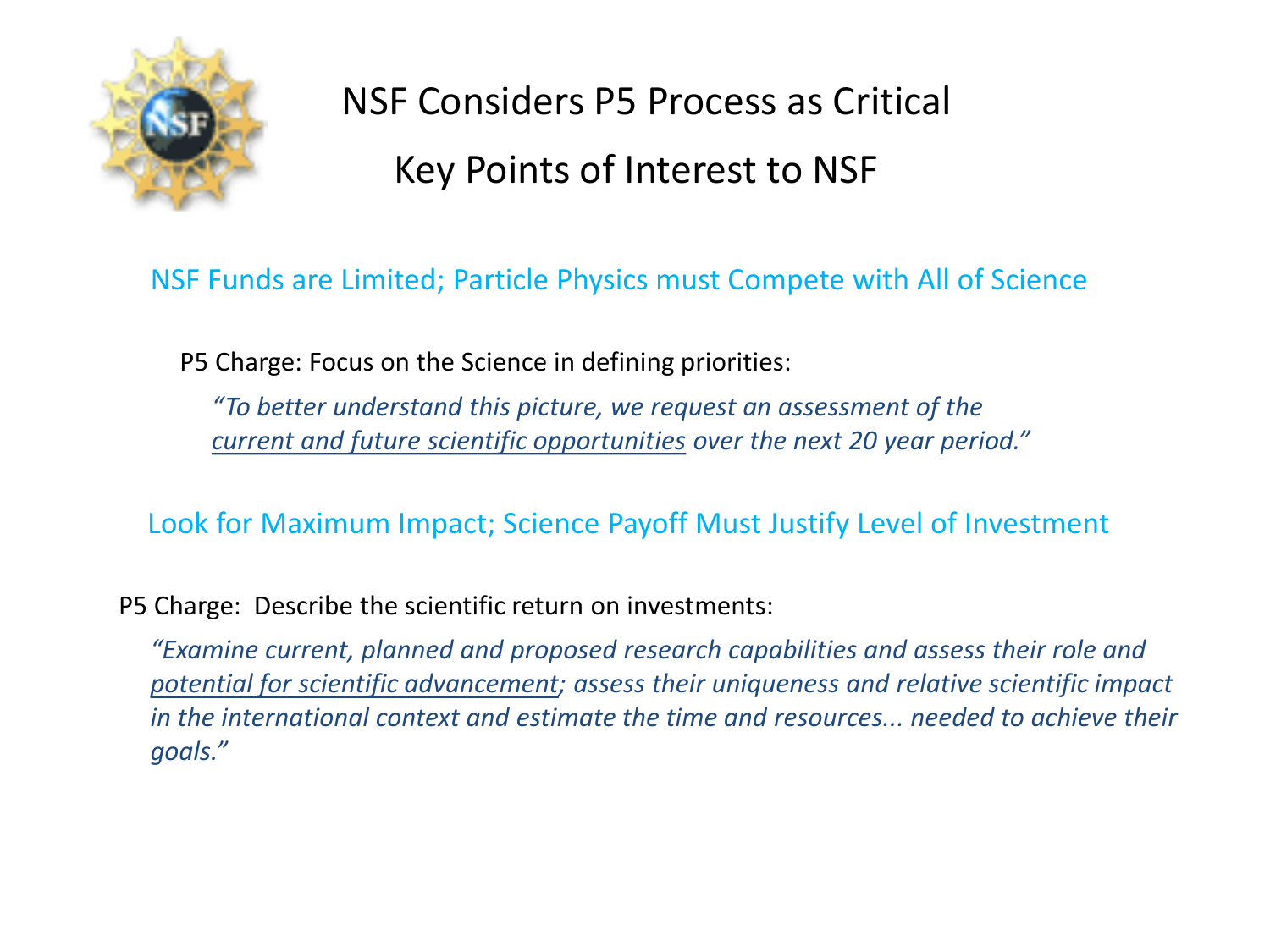# NSF Considers P5 Process as Critical

## Key Points of Interest to NSF

### NSF Funds are Limited; Particle Physics must Compete with All of Science

P5 Charge: Focus on the Science in defining priorities:

*"To better understand this picture, we request an assessment of the <u>current and future scientific opportunities</u> over the next 20 year period."*

### Look for Maximum Impact; Science Payoff Must Justify Level of Investment

P5 Charge: Describe the scientific return on investments:

*"Examine current, planned and proposed research capabilities and assess their role and <u>potential for scientific advancement</u>; assess their uniqueness and relative scientific impact in the international context and estimate the time and resources... needed to achieve their goals."*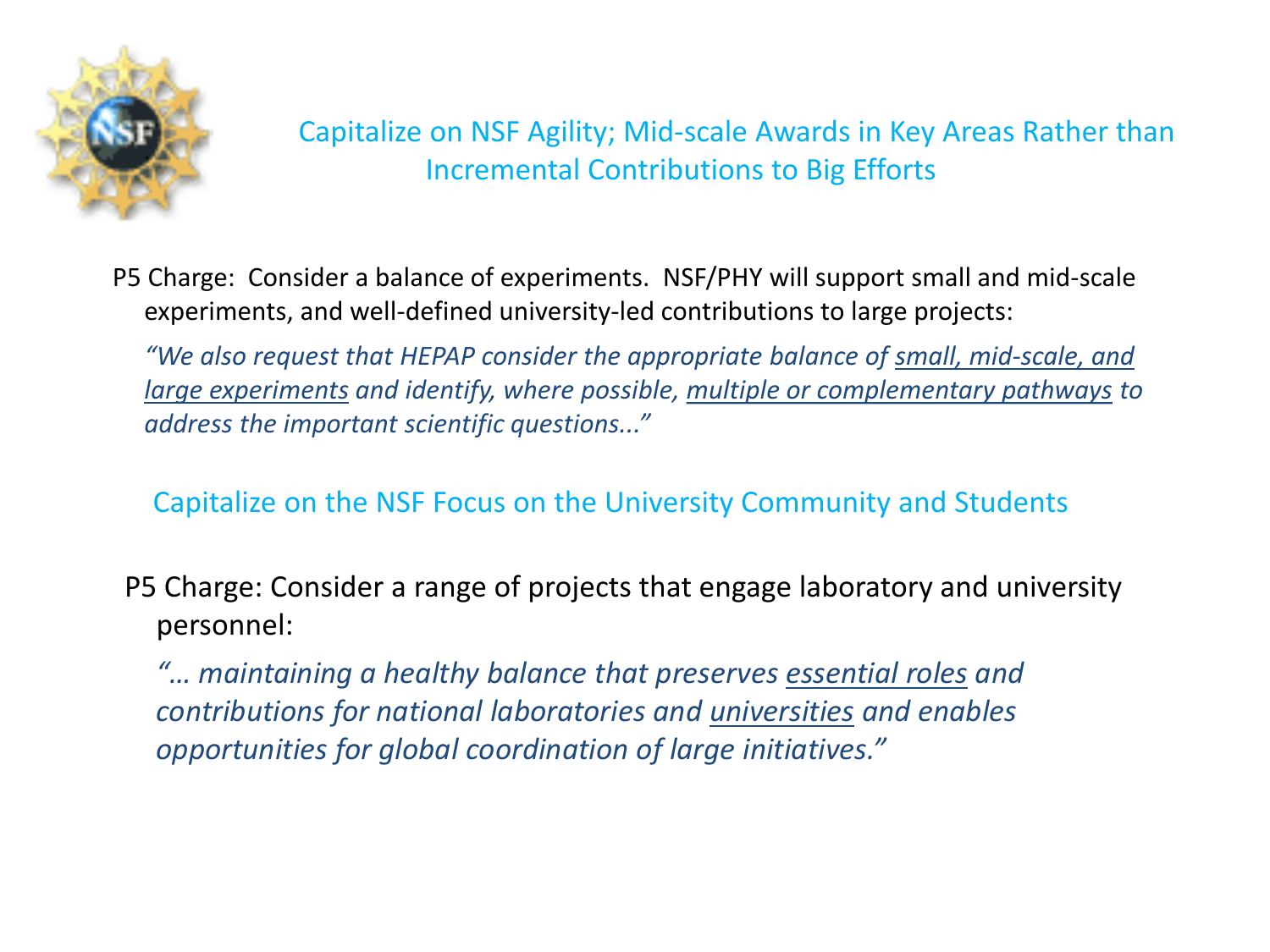## Capitalize on NSF Agility; Mid-scale Awards in Key Areas Rather than Incremental Contributions to Big Efforts

P5 Charge: Consider a balance of experiments. NSF/PHY will support small and mid-scale experiments, and well-defined university-led contributions to large projects:

*"We also request that HEPAP consider the appropriate balance of small, mid-scale, and large experiments and identify, where possible, multiple or complementary pathways to address the important scientific questions..."*

## Capitalize on the NSF Focus on the University Community and Students

P5 Charge: Consider a range of projects that engage laboratory and university personnel:

*"… maintaining a healthy balance that preserves essential roles and contributions for national laboratories and universities and enables opportunities for global coordination of large initiatives."*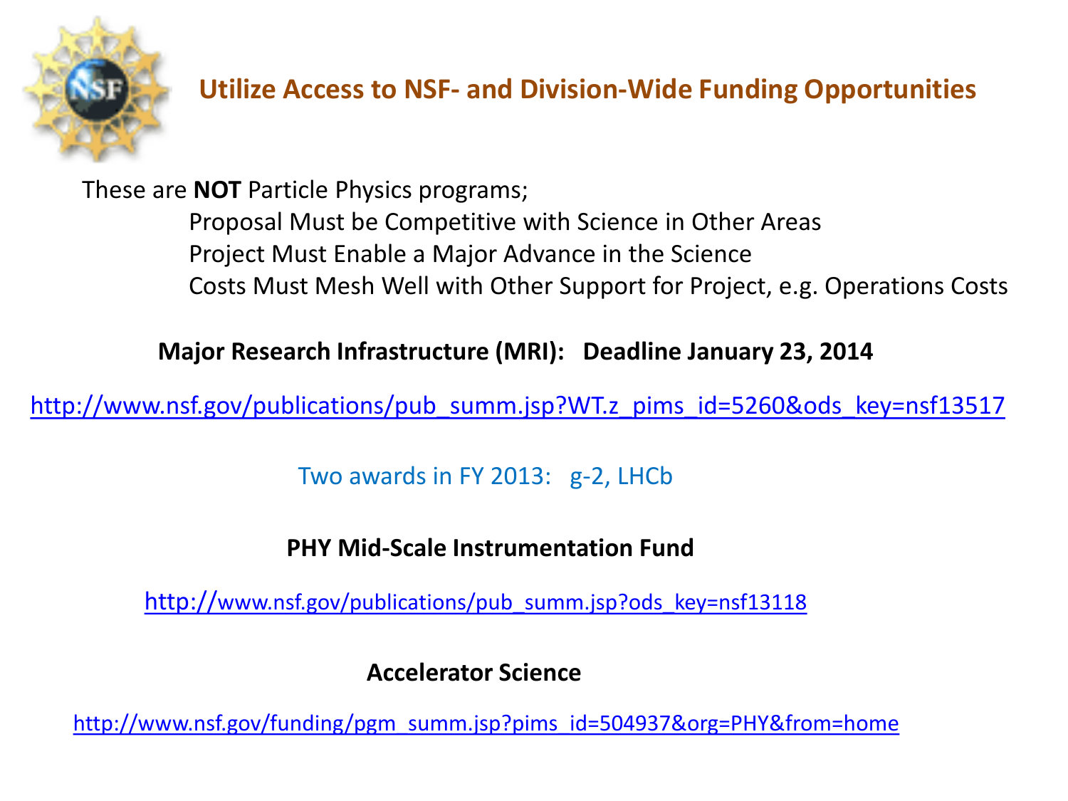## Utilize Access to NSF- and Division-Wide Funding Opportunities

These are **NOT** Particle Physics programs;

- Proposal Must be Competitive with Science in Other Areas
- Project Must Enable a Major Advance in the Science
- Costs Must Mesh Well with Other Support for Project, e.g. Operations Costs

**Major Research Infrastructure (MRI): Deadline January 23, 2014**

http://www.nsf.gov/publications/pub_summ.jsp?WT.z_pims_id=5260&ods_key=nsf13517

Two awards in FY 2013: g-2, LHCb

**PHY Mid-Scale Instrumentation Fund**

http://www.nsf.gov/publications/pub_summ.jsp?ods_key=nsf13118

**Accelerator Science**

http://www.nsf.gov/funding/pgm_summ.jsp?pims_id=504937&org=PHY&from=home